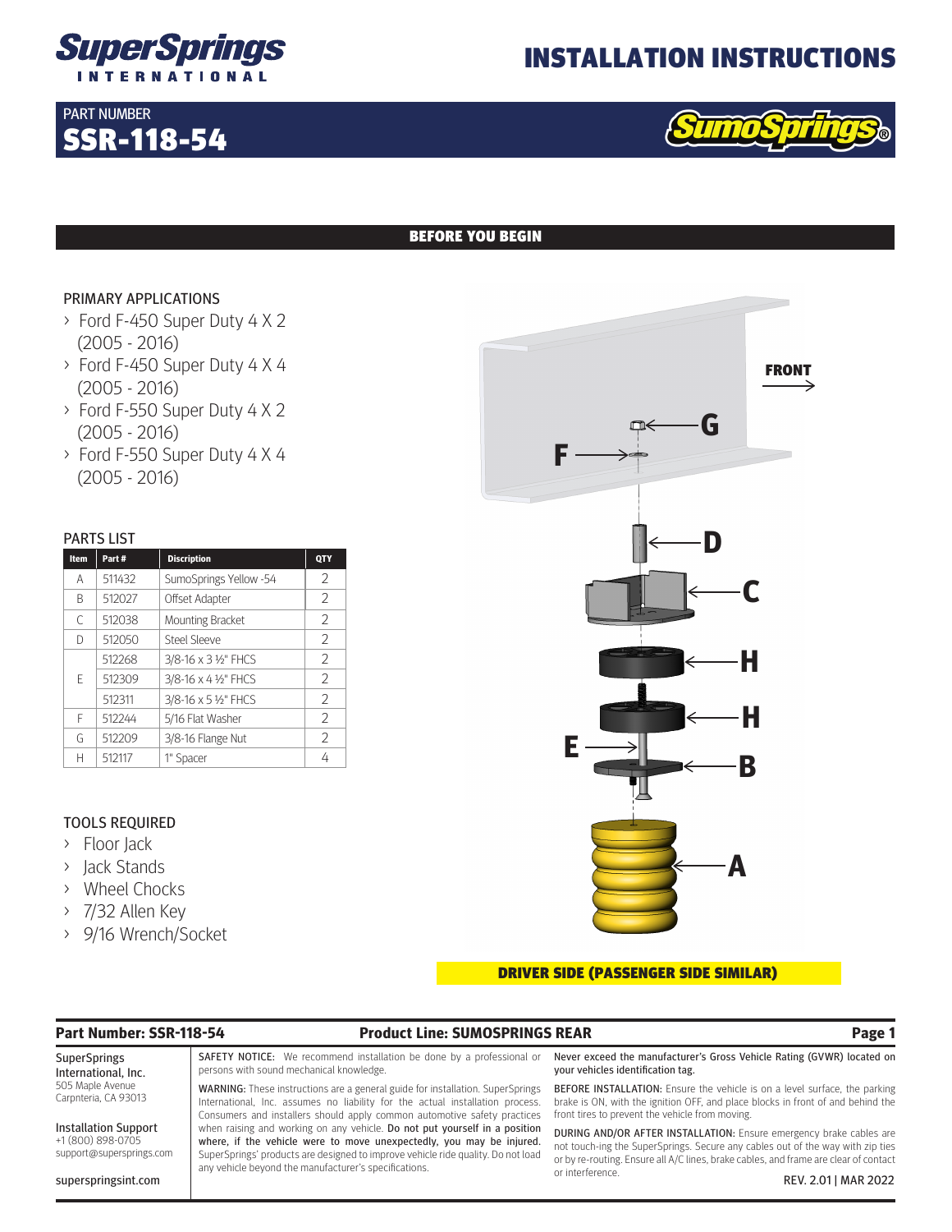# SuperSprings International

# INSTALLATION INSTRUCTIONS

PART NUMBER
## SSR-118-54

SumoSprings®

## BEFORE YOU BEGIN

### PRIMARY APPLICATIONS

- Ford F-450 Super Duty 4 X 2 (2005 - 2016)
- Ford F-450 Super Duty 4 X 4 (2005 - 2016)
- Ford F-550 Super Duty 4 X 2 (2005 - 2016)
- Ford F-550 Super Duty 4 X 4 (2005 - 2016)

### PARTS LIST

| Item | Part # | Discription | QTY |
|---|---|---|---|
| A | 511432 | SumoSprings Yellow -54 | 2 |
| B | 512027 | Offset Adapter | 2 |
| C | 512038 | Mounting Bracket | 2 |
| D | 512050 | Steel Sleeve | 2 |
| E | 512268 | 3/8-16 x 3 ½" FHCS | 2 |
| | 512309 | 3/8-16 x 4 ½" FHCS | 2 |
| | 512311 | 3/8-16 x 5 ½" FHCS | 2 |
| F | 512244 | 5/16 Flat Washer | 2 |
| G | 512209 | 3/8-16 Flange Nut | 2 |
| H | 512117 | 1" Spacer | 4 |

### TOOLS REQUIRED

- Floor Jack
- Jack Stands
- Wheel Chocks
- 7/32 Allen Key
- 9/16 Wrench/Socket

FRONT

G, F, D, C, H, H, E, B, A

**DRIVER SIDE (PASSENGER SIDE SIMILAR)**

**Part Number: SSR-118-54** | **Product Line: SUMOSPRINGS REAR**

SuperSprings International, Inc.
505 Maple Avenue
Carpnteria, CA 93013

Installation Support
+1 (800) 898-0705
support@supersprings.com

superspringsint.com

SAFETY NOTICE: We recommend installation be done by a professional or persons with sound mechanical knowledge.

WARNING: These instructions are a general guide for installation. SuperSprings International, Inc. assumes no liability for the actual installation process. Consumers and installers should apply common automotive safety practices when raising and working on any vehicle. **Do not put yourself in a position where, if the vehicle were to move unexpectedly, you may be injured.** SuperSprings' products are designed to improve vehicle ride quality. Do not load any vehicle beyond the manufacturer's specifications.

**Never exceed the manufacturer's Gross Vehicle Rating (GVWR) located on your vehicles identification tag.**

BEFORE INSTALLATION: Ensure the vehicle is on a level surface, the parking brake is ON, with the ignition OFF, and place blocks in front of and behind the front tires to prevent the vehicle from moving.

DURING AND/OR AFTER INSTALLATION: Ensure emergency brake cables are not touch-ing the SuperSprings. Secure any cables out of the way with zip ties or by re-routing. Ensure all A/C lines, brake cables, and frame are clear of contact or interference.

REV. 2.01 | MAR 2022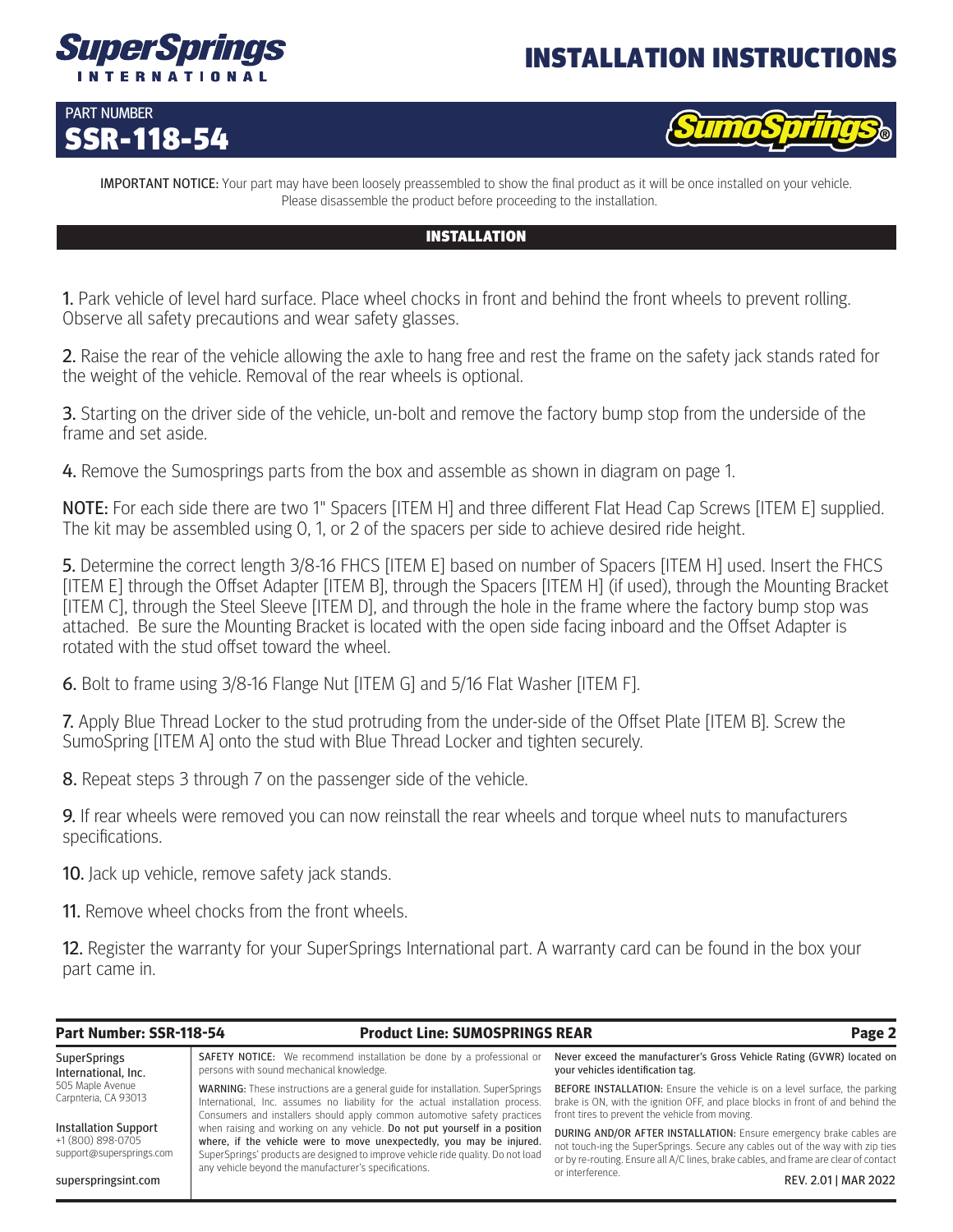# INSTALLATION INSTRUCTIONS

PART NUMBER

## SSR-118-54

IMPORTANT NOTICE: Your part may have been loosely preassembled to show the final product as it will be once installed on your vehicle. Please disassemble the product before proceeding to the installation.

## INSTALLATION

**1.** Park vehicle of level hard surface. Place wheel chocks in front and behind the front wheels to prevent rolling. Observe all safety precautions and wear safety glasses.

**2.** Raise the rear of the vehicle allowing the axle to hang free and rest the frame on the safety jack stands rated for the weight of the vehicle. Removal of the rear wheels is optional.

**3.** Starting on the driver side of the vehicle, un-bolt and remove the factory bump stop from the underside of the frame and set aside.

**4.** Remove the Sumosprings parts from the box and assemble as shown in diagram on page 1.

**NOTE:** For each side there are two 1" Spacers [ITEM H] and three different Flat Head Cap Screws [ITEM E] supplied. The kit may be assembled using 0, 1, or 2 of the spacers per side to achieve desired ride height.

**5.** Determine the correct length 3/8-16 FHCS [ITEM E] based on number of Spacers [ITEM H] used. Insert the FHCS [ITEM E] through the Offset Adapter [ITEM B], through the Spacers [ITEM H] (if used), through the Mounting Bracket [ITEM C], through the Steel Sleeve [ITEM D], and through the hole in the frame where the factory bump stop was attached. Be sure the Mounting Bracket is located with the open side facing inboard and the Offset Adapter is rotated with the stud offset toward the wheel.

**6.** Bolt to frame using 3/8-16 Flange Nut [ITEM G] and 5/16 Flat Washer [ITEM F].

**7.** Apply Blue Thread Locker to the stud protruding from the under-side of the Offset Plate [ITEM B]. Screw the SumoSpring [ITEM A] onto the stud with Blue Thread Locker and tighten securely.

**8.** Repeat steps 3 through 7 on the passenger side of the vehicle.

**9.** If rear wheels were removed you can now reinstall the rear wheels and torque wheel nuts to manufacturers specifications.

**10.** Jack up vehicle, remove safety jack stands.

**11.** Remove wheel chocks from the front wheels.

**12.** Register the warranty for your SuperSprings International part. A warranty card can be found in the box your part came in.

**Part Number: SSR-118-54** | **Product Line: SUMOSPRINGS REAR**

SuperSprings International, Inc.
505 Maple Avenue
Carpnteria, CA 93013

Installation Support
+1 (800) 898-0705
support@supersprings.com

superspringsint.com

SAFETY NOTICE: We recommend installation be done by a professional or persons with sound mechanical knowledge.

WARNING: These instructions are a general guide for installation. SuperSprings International, Inc. assumes no liability for the actual installation process. Consumers and installers should apply common automotive safety practices when raising and working on any vehicle. **Do not put yourself in a position where, if the vehicle were to move unexpectedly, you may be injured.** SuperSprings' products are designed to improve vehicle ride quality. Do not load any vehicle beyond the manufacturer's specifications.

**Never exceed the manufacturer's Gross Vehicle Rating (GVWR) located on your vehicles identification tag.**

BEFORE INSTALLATION: Ensure the vehicle is on a level surface, the parking brake is ON, with the ignition OFF, and place blocks in front of and behind the front tires to prevent the vehicle from moving.

DURING AND/OR AFTER INSTALLATION: Ensure emergency brake cables are not touch-ing the SuperSprings. Secure any cables out of the way with zip ties or by re-routing. Ensure all A/C lines, brake cables, and frame are clear of contact or interference.

REV. 2.01 | MAR 2022